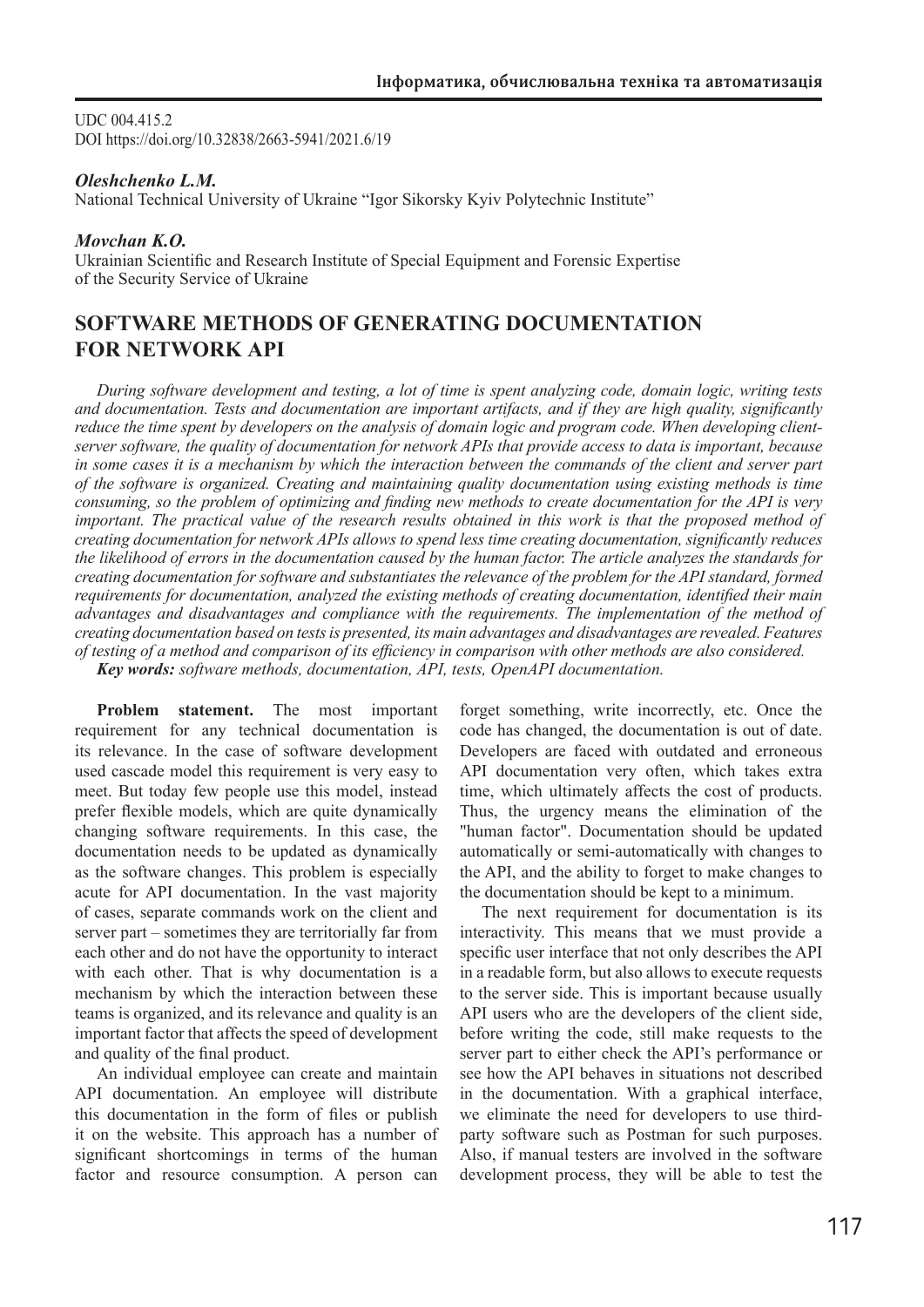UDC 004.415.2
DOI https://doi.org/10.32838/2663-5941/2021.6/19

***Oleshchenko L.M.***
National Technical University of Ukraine "Igor Sikorsky Kyiv Polytechnic Institute"

***Movchan K.O.***
Ukrainian Scientific and Research Institute of Special Equipment and Forensic Expertise of the Security Service of Ukraine

# SOFTWARE METHODS OF GENERATING DOCUMENTATION FOR NETWORK API

*During software development and testing, a lot of time is spent analyzing code, domain logic, writing tests and documentation. Tests and documentation are important artifacts, and if they are high quality, significantly reduce the time spent by developers on the analysis of domain logic and program code. When developing client-server software, the quality of documentation for network APIs that provide access to data is important, because in some cases it is a mechanism by which the interaction between the commands of the client and server part of the software is organized. Creating and maintaining quality documentation using existing methods is time consuming, so the problem of optimizing and finding new methods to create documentation for the API is very important. The practical value of the research results obtained in this work is that the proposed method of creating documentation for network APIs allows to spend less time creating documentation, significantly reduces the likelihood of errors in the documentation caused by the human factor. The article analyzes the standards for creating documentation for software and substantiates the relevance of the problem for the API standard, formed requirements for documentation, analyzed the existing methods of creating documentation, identified their main advantages and disadvantages and compliance with the requirements. The implementation of the method of creating documentation based on tests is presented, its main advantages and disadvantages are revealed. Features of testing of a method and comparison of its efficiency in comparison with other methods are also considered.*

***Key words:*** *software methods, documentation, API, tests, OpenAPI documentation.*

**Problem statement.** The most important requirement for any technical documentation is its relevance. In the case of software development used cascade model this requirement is very easy to meet. But today few people use this model, instead prefer flexible models, which are quite dynamically changing software requirements. In this case, the documentation needs to be updated as dynamically as the software changes. This problem is especially acute for API documentation. In the vast majority of cases, separate commands work on the client and server part – sometimes they are territorially far from each other and do not have the opportunity to interact with each other. That is why documentation is a mechanism by which the interaction between these teams is organized, and its relevance and quality is an important factor that affects the speed of development and quality of the final product.

An individual employee can create and maintain API documentation. An employee will distribute this documentation in the form of files or publish it on the website. This approach has a number of significant shortcomings in terms of the human factor and resource consumption. A person can forget something, write incorrectly, etc. Once the code has changed, the documentation is out of date. Developers are faced with outdated and erroneous API documentation very often, which takes extra time, which ultimately affects the cost of products. Thus, the urgency means the elimination of the "human factor". Documentation should be updated automatically or semi-automatically with changes to the API, and the ability to forget to make changes to the documentation should be kept to a minimum.

The next requirement for documentation is its interactivity. This means that we must provide a specific user interface that not only describes the API in a readable form, but also allows to execute requests to the server side. This is important because usually API users who are the developers of the client side, before writing the code, still make requests to the server part to either check the API's performance or see how the API behaves in situations not described in the documentation. With a graphical interface, we eliminate the need for developers to use third-party software such as Postman for such purposes. Also, if manual testers are involved in the software development process, they will be able to test the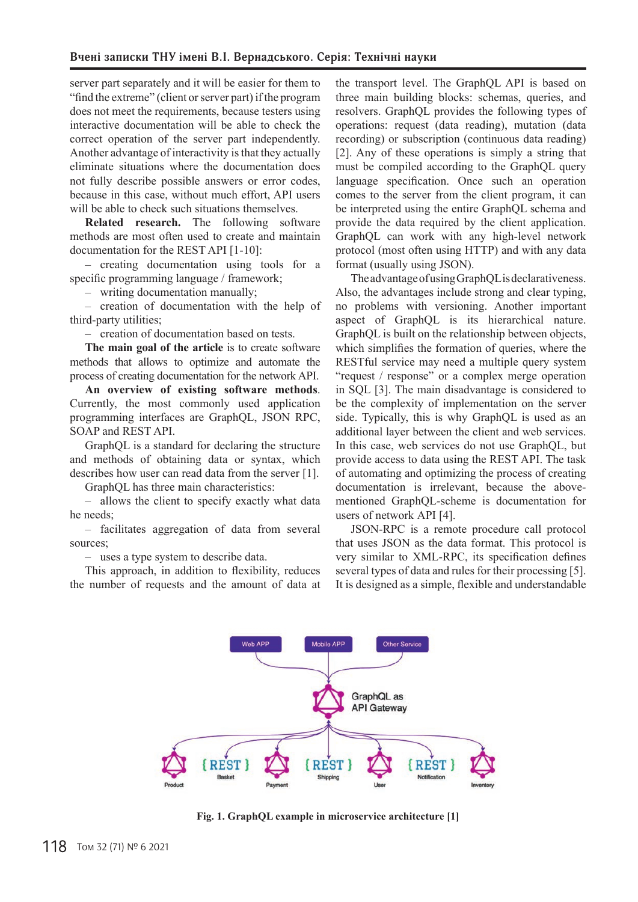server part separately and it will be easier for them to "find the extreme" (client or server part) if the program does not meet the requirements, because testers using interactive documentation will be able to check the correct operation of the server part independently. Another advantage of interactivity is that they actually eliminate situations where the documentation does not fully describe possible answers or error codes, because in this case, without much effort, API users will be able to check such situations themselves.

**Related research.** The following software methods are most often used to create and maintain documentation for the REST API [1-10]:

– creating documentation using tools for a specific programming language / framework;

– writing documentation manually;

– creation of documentation with the help of third-party utilities;

– creation of documentation based on tests.

**The main goal of the article** is to create software methods that allows to optimize and automate the process of creating documentation for the network API.

**An overview of existing software methods**. Currently, the most commonly used application programming interfaces are GraphQL, JSON RPC, SOAP and REST API.

GraphQL is a standard for declaring the structure and methods of obtaining data or syntax, which describes how user can read data from the server [1].

GraphQL has three main characteristics:

– allows the client to specify exactly what data he needs;

– facilitates aggregation of data from several sources;

– uses a type system to describe data.

This approach, in addition to flexibility, reduces the number of requests and the amount of data at the transport level. The GraphQL API is based on three main building blocks: schemas, queries, and resolvers. GraphQL provides the following types of operations: request (data reading), mutation (data recording) or subscription (continuous data reading) [2]. Any of these operations is simply a string that must be compiled according to the GraphQL query language specification. Once such an operation comes to the server from the client program, it can be interpreted using the entire GraphQL schema and provide the data required by the client application. GraphQL can work with any high-level network protocol (most often using HTTP) and with any data format (usually using JSON).

The advantage of using GraphQL is declarativeness. Also, the advantages include strong and clear typing, no problems with versioning. Another important aspect of GraphQL is its hierarchical nature. GraphQL is built on the relationship between objects, which simplifies the formation of queries, where the RESTful service may need a multiple query system "request / response" or a complex merge operation in SQL [3]. The main disadvantage is considered to be the complexity of implementation on the server side. Typically, this is why GraphQL is used as an additional layer between the client and web services. In this case, web services do not use GraphQL, but provide access to data using the REST API. The task of automating and optimizing the process of creating documentation is irrelevant, because the above-mentioned GraphQL-scheme is documentation for users of network API [4].

JSON-RPC is a remote procedure call protocol that uses JSON as the data format. This protocol is very similar to XML-RPC, its specification defines several types of data and rules for their processing [5]. It is designed as a simple, flexible and understandable

**Fig. 1. GraphQL example in microservice architecture [1]**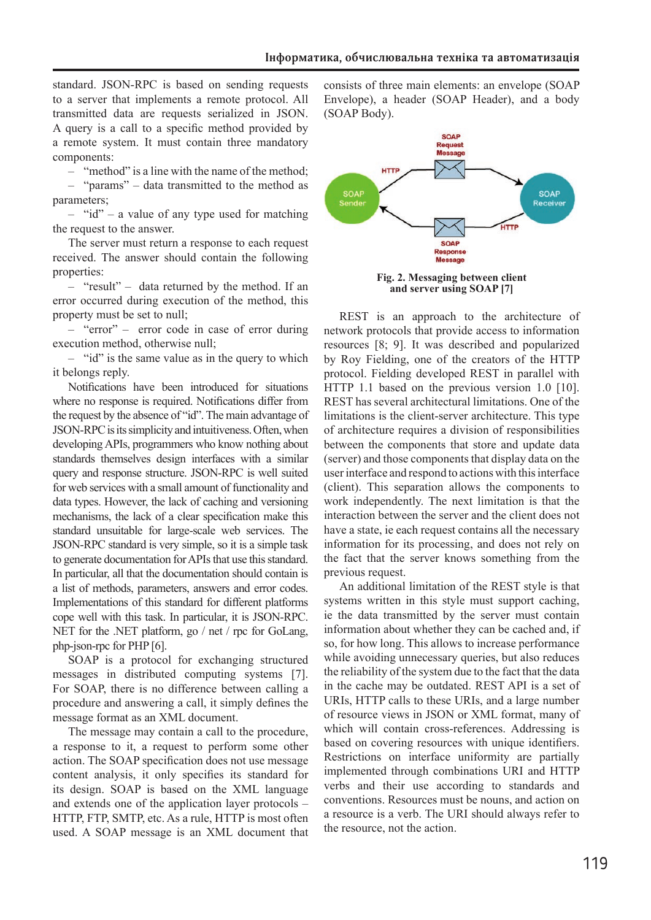standard. JSON-RPC is based on sending requests to a server that implements a remote protocol. All transmitted data are requests serialized in JSON. A query is a call to a specific method provided by a remote system. It must contain three mandatory components:

– "method" is a line with the name of the method;
– "params" – data transmitted to the method as parameters;
– "id" – a value of any type used for matching the request to the answer.

The server must return a response to each request received. The answer should contain the following properties:

– "result" – data returned by the method. If an error occurred during execution of the method, this property must be set to null;
– "error" – error code in case of error during execution method, otherwise null;
– "id" is the same value as in the query to which it belongs reply.

Notifications have been introduced for situations where no response is required. Notifications differ from the request by the absence of "id". The main advantage of JSON-RPC is its simplicity and intuitiveness. Often, when developing APIs, programmers who know nothing about standards themselves design interfaces with a similar query and response structure. JSON-RPC is well suited for web services with a small amount of functionality and data types. However, the lack of caching and versioning mechanisms, the lack of a clear specification make this standard unsuitable for large-scale web services. The JSON-RPC standard is very simple, so it is a simple task to generate documentation for APIs that use this standard. In particular, all that the documentation should contain is a list of methods, parameters, answers and error codes. Implementations of this standard for different platforms cope well with this task. In particular, it is JSON-RPC.NET for the .NET platform, go / net / rpc for GoLang, php-json-rpc for PHP [6].

SOAP is a protocol for exchanging structured messages in distributed computing systems [7]. For SOAP, there is no difference between calling a procedure and answering a call, it simply defines the message format as an XML document.

The message may contain a call to the procedure, a response to it, a request to perform some other action. The SOAP specification does not use message content analysis, it only specifies its standard for its design. SOAP is based on the XML language and extends one of the application layer protocols – HTTP, FTP, SMTP, etc. As a rule, HTTP is most often used. A SOAP message is an XML document that consists of three main elements: an envelope (SOAP Envelope), a header (SOAP Header), and a body (SOAP Body).

SOAP Request Message

HTTP

SOAP Sender

SOAP Receiver

HTTP

SOAP Response Message

**Fig. 2. Messaging between client and server using SOAP [7]**

REST is an approach to the architecture of network protocols that provide access to information resources [8; 9]. It was described and popularized by Roy Fielding, one of the creators of the HTTP protocol. Fielding developed REST in parallel with HTTP 1.1 based on the previous version 1.0 [10]. REST has several architectural limitations. One of the limitations is the client-server architecture. This type of architecture requires a division of responsibilities between the components that store and update data (server) and those components that display data on the user interface and respond to actions with this interface (client). This separation allows the components to work independently. The next limitation is that the interaction between the server and the client does not have a state, ie each request contains all the necessary information for its processing, and does not rely on the fact that the server knows something from the previous request.

An additional limitation of the REST style is that systems written in this style must support caching, ie the data transmitted by the server must contain information about whether they can be cached and, if so, for how long. This allows to increase performance while avoiding unnecessary queries, but also reduces the reliability of the system due to the fact that the data in the cache may be outdated. REST API is a set of URIs, HTTP calls to these URIs, and a large number of resource views in JSON or XML format, many of which will contain cross-references. Addressing is based on covering resources with unique identifiers. Restrictions on interface uniformity are partially implemented through combinations URI and HTTP verbs and their use according to standards and conventions. Resources must be nouns, and action on a resource is a verb. The URI should always refer to the resource, not the action.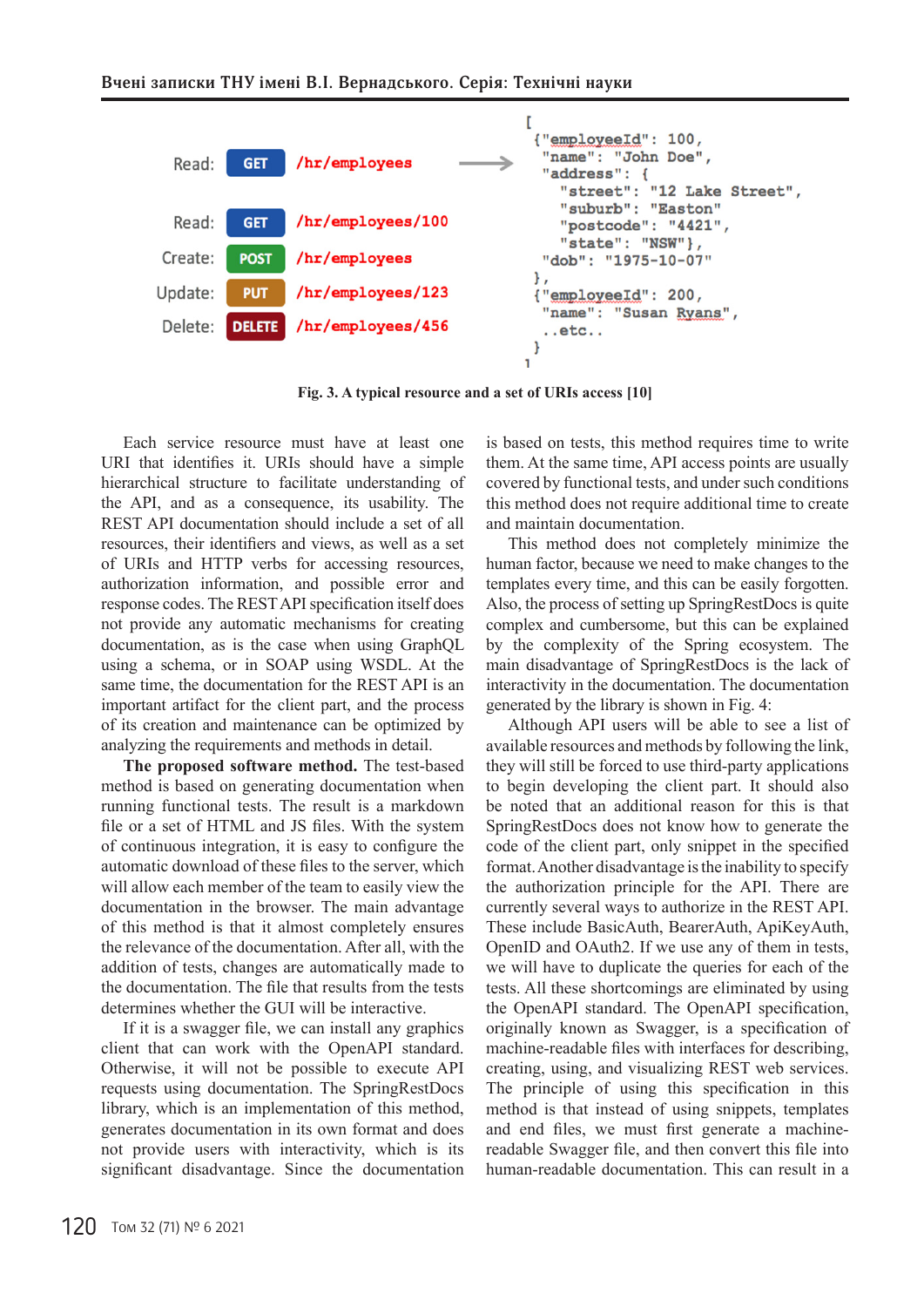| | | |
|---|---|---|
| Read: | GET | /hr/employees |
| Read: | GET | /hr/employees/100 |
| Create: | POST | /hr/employees |
| Update: | PUT | /hr/employees/123 |
| Delete: | DELETE | /hr/employees/456 |

```
[
 {"employeeId": 100,
  "name": "John Doe",
  "address": {
    "street": "12 Lake Street",
    "suburb": "Easton"
    "postcode": "4421",
    "state": "NSW"},
  "dob": "1975-10-07"
 },
 {"employeeId": 200,
  "name": "Susan Ryans",
  ..etc..
 }
]
```

**Fig. 3. A typical resource and a set of URIs access [10]**

Each service resource must have at least one URI that identifies it. URIs should have a simple hierarchical structure to facilitate understanding of the API, and as a consequence, its usability. The REST API documentation should include a set of all resources, their identifiers and views, as well as a set of URIs and HTTP verbs for accessing resources, authorization information, and possible error and response codes. The REST API specification itself does not provide any automatic mechanisms for creating documentation, as is the case when using GraphQL using a schema, or in SOAP using WSDL. At the same time, the documentation for the REST API is an important artifact for the client part, and the process of its creation and maintenance can be optimized by analyzing the requirements and methods in detail.

**The proposed software method.** The test-based method is based on generating documentation when running functional tests. The result is a markdown file or a set of HTML and JS files. With the system of continuous integration, it is easy to configure the automatic download of these files to the server, which will allow each member of the team to easily view the documentation in the browser. The main advantage of this method is that it almost completely ensures the relevance of the documentation. After all, with the addition of tests, changes are automatically made to the documentation. The file that results from the tests determines whether the GUI will be interactive.

If it is a swagger file, we can install any graphics client that can work with the OpenAPI standard. Otherwise, it will not be possible to execute API requests using documentation. The SpringRestDocs library, which is an implementation of this method, generates documentation in its own format and does not provide users with interactivity, which is its significant disadvantage. Since the documentation is based on tests, this method requires time to write them. At the same time, API access points are usually covered by functional tests, and under such conditions this method does not require additional time to create and maintain documentation.

This method does not completely minimize the human factor, because we need to make changes to the templates every time, and this can be easily forgotten. Also, the process of setting up SpringRestDocs is quite complex and cumbersome, but this can be explained by the complexity of the Spring ecosystem. The main disadvantage of SpringRestDocs is the lack of interactivity in the documentation. The documentation generated by the library is shown in Fig. 4:

Although API users will be able to see a list of available resources and methods by following the link, they will still be forced to use third-party applications to begin developing the client part. It should also be noted that an additional reason for this is that SpringRestDocs does not know how to generate the code of the client part, only snippet in the specified format. Another disadvantage is the inability to specify the authorization principle for the API. There are currently several ways to authorize in the REST API. These include BasicAuth, BearerAuth, ApiKeyAuth, OpenID and OAuth2. If we use any of them in tests, we will have to duplicate the queries for each of the tests. All these shortcomings are eliminated by using the OpenAPI standard. The OpenAPI specification, originally known as Swagger, is a specification of machine-readable files with interfaces for describing, creating, using, and visualizing REST web services. The principle of using this specification in this method is that instead of using snippets, templates and end files, we must first generate a machine-readable Swagger file, and then convert this file into human-readable documentation. This can result in a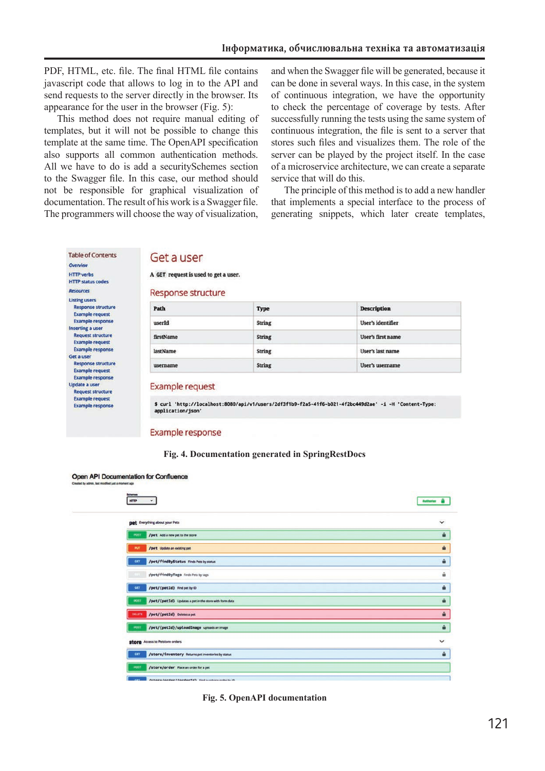PDF, HTML, etc. file. The final HTML file contains javascript code that allows to log in to the API and send requests to the server directly in the browser. Its appearance for the user in the browser (Fig. 5):

This method does not require manual editing of templates, but it will not be possible to change this template at the same time. The OpenAPI specification also supports all common authentication methods. All we have to do is add a securitySchemes section to the Swagger file. In this case, our method should not be responsible for graphical visualization of documentation. The result of his work is a Swagger file. The programmers will choose the way of visualization, and when the Swagger file will be generated, because it can be done in several ways. In this case, in the system of continuous integration, we have the opportunity to check the percentage of coverage by tests. After successfully running the tests using the same system of continuous integration, the file is sent to a server that stores such files and visualizes them. The role of the server can be played by the project itself. In the case of a microservice architecture, we can create a separate service that will do this.

The principle of this method is to add a new handler that implements a special interface to the process of generating snippets, which later create templates,

Fig. 4. Documentation generated in SpringRestDocs

Fig. 5. OpenAPI documentation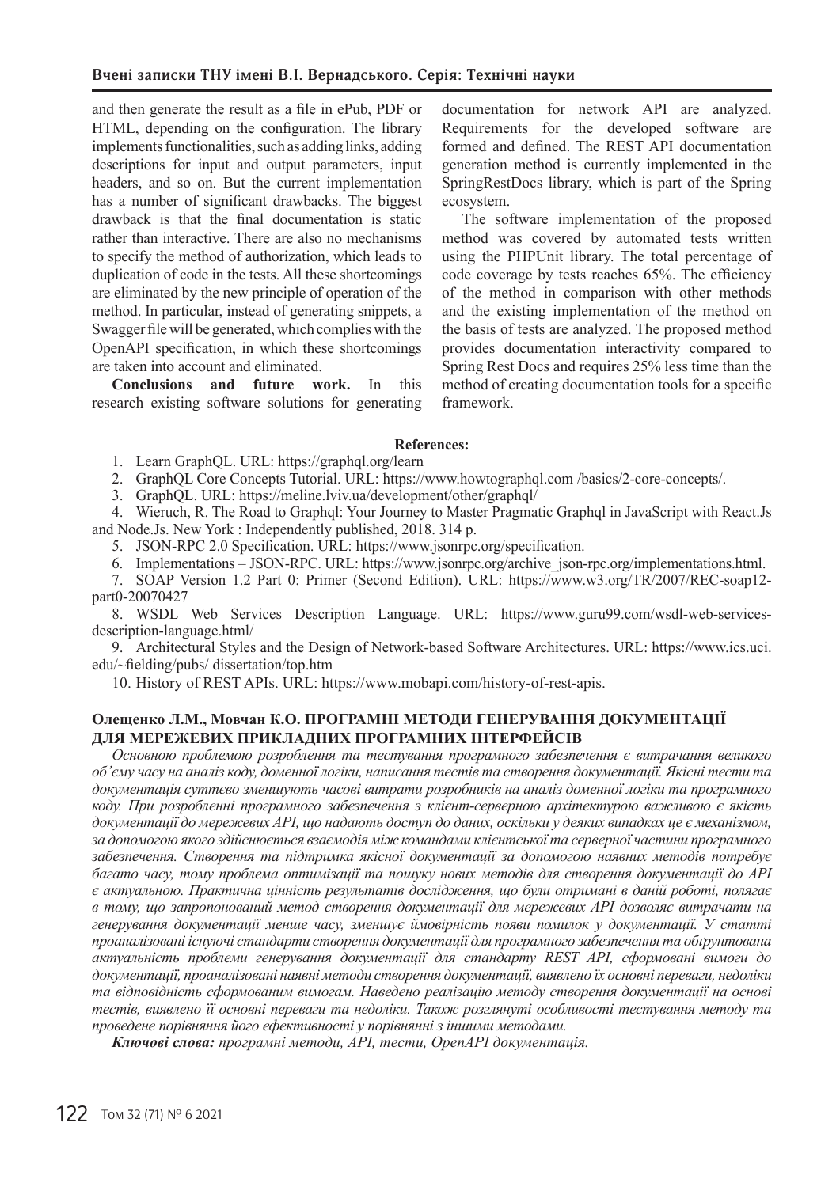and then generate the result as a file in ePub, PDF or HTML, depending on the configuration. The library implements functionalities, such as adding links, adding descriptions for input and output parameters, input headers, and so on. But the current implementation has a number of significant drawbacks. The biggest drawback is that the final documentation is static rather than interactive. There are also no mechanisms to specify the method of authorization, which leads to duplication of code in the tests. All these shortcomings are eliminated by the new principle of operation of the method. In particular, instead of generating snippets, a Swagger file will be generated, which complies with the OpenAPI specification, in which these shortcomings are taken into account and eliminated.

**Conclusions and future work.** In this research existing software solutions for generating documentation for network API are analyzed. Requirements for the developed software are formed and defined. The REST API documentation generation method is currently implemented in the SpringRestDocs library, which is part of the Spring ecosystem.

The software implementation of the proposed method was covered by automated tests written using the PHPUnit library. The total percentage of code coverage by tests reaches 65%. The efficiency of the method in comparison with other methods and the existing implementation of the method on the basis of tests are analyzed. The proposed method provides documentation interactivity compared to Spring Rest Docs and requires 25% less time than the method of creating documentation tools for a specific framework.

**References:**

1. Learn GraphQL. URL: https://graphql.org/learn
2. GraphQL Core Concepts Tutorial. URL: https://www.howtographql.com /basics/2-core-concepts/.
3. GraphQL. URL: https://meline.lviv.ua/development/other/graphql/
4. Wieruch, R. The Road to Graphql: Your Journey to Master Pragmatic Graphql in JavaScript with React.Js and Node.Js. New York : Independently published, 2018. 314 p.
5. JSON-RPC 2.0 Specification. URL: https://www.jsonrpc.org/specification.
6. Implementations – JSON-RPC. URL: https://www.jsonrpc.org/archive_json-rpc.org/implementations.html.
7. SOAP Version 1.2 Part 0: Primer (Second Edition). URL: https://www.w3.org/TR/2007/REC-soap12-part0-20070427
8. WSDL Web Services Description Language. URL: https://www.guru99.com/wsdl-web-services-description-language.html/
9. Architectural Styles and the Design of Network-based Software Architectures. URL: https://www.ics.uci.edu/~fielding/pubs/ dissertation/top.htm
10. History of REST APIs. URL: https://www.mobapi.com/history-of-rest-apis.

**Олещенко Л.М., Мовчан К.О. ПРОГРАМНІ МЕТОДИ ГЕНЕРУВАННЯ ДОКУМЕНТАЦІЇ ДЛЯ МЕРЕЖЕВИХ ПРИКЛАДНИХ ПРОГРАМНИХ ІНТЕРФЕЙСІВ**

*Основною проблемою розроблення та тестування програмного забезпечення є витрачання великого об'єму часу на аналіз коду, доменної логіки, написання тестів та створення документації. Якісні тести та документація суттєво зменшують часові витрати розробників на аналіз доменної логіки та програмного коду. При розробленні програмного забезпечення з клієнт-серверною архітектурою важливою є якість документації до мережевих API, що надають доступ до даних, оскільки у деяких випадках це є механізмом, за допомогою якого здійснюється взаємодія між командами кліентської та серверної частини програмного забезпечення. Створення та підтримка якісної документації за допомогою наявних методів потребує багато часу, тому проблема оптимізації та пошуку нових методів для створення документації до API є актуальною. Практична цінність результатів дослідження, що були отримані в даній роботі, полягає в тому, що запропонований метод створення документації для мережевих API дозволяє витрачати на генерування документації менше часу, зменшує ймовірність появи помилок у документації. У статті проаналізовані існуючі стандарти створення документації для програмного забезпечення та обґрунтована актуальність проблеми генерування документації для стандарту REST API, сформовані вимоги до документації, проаналізовані наявні методи створення документації, виявлено їх основні переваги, недоліки та відповідність сформованим вимогам. Наведено реалізацію методу створення документації на основі тестів, виявлено її основні переваги та недоліки. Також розглянуті особливості тестування методу та проведене порівняння його ефективності у порівнянні з іншими методами.*

***Ключові слова:*** *програмні методи, API, тести, OpenAPI документація.*